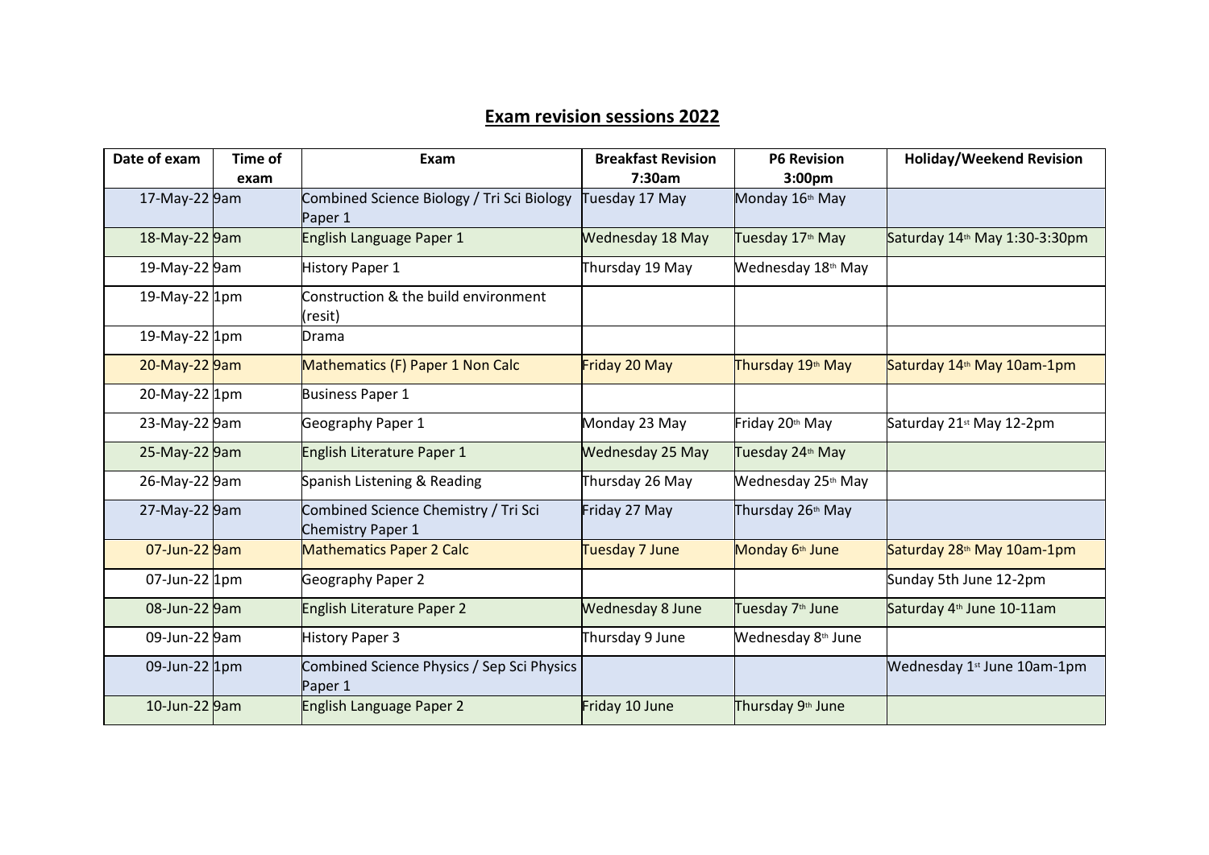## Exam revision sessions 2022

| Date of exam | Time of exam | Exam | Breakfast Revision 7:30am | P6 Revision 3:00pm | Holiday/Weekend Revision |
|---|---|---|---|---|---|
| 17-May-22 | 9am | Combined Science Biology / Tri Sci Biology Paper 1 | Tuesday 17 May | Monday 16th May | |
| 18-May-22 | 9am | English Language Paper 1 | Wednesday 18 May | Tuesday 17th May | Saturday 14th May 1:30-3:30pm |
| 19-May-22 | 9am | History Paper 1 | Thursday 19 May | Wednesday 18th May | |
| 19-May-22 | 1pm | Construction & the build environment (resit) | | | |
| 19-May-22 | 1pm | Drama | | | |
| 20-May-22 | 9am | Mathematics (F) Paper 1 Non Calc | Friday 20 May | Thursday 19th May | Saturday 14th May 10am-1pm |
| 20-May-22 | 1pm | Business Paper 1 | | | |
| 23-May-22 | 9am | Geography Paper 1 | Monday 23 May | Friday 20th May | Saturday 21st May 12-2pm |
| 25-May-22 | 9am | English Literature Paper 1 | Wednesday 25 May | Tuesday 24th May | |
| 26-May-22 | 9am | Spanish Listening & Reading | Thursday 26 May | Wednesday 25th May | |
| 27-May-22 | 9am | Combined Science Chemistry / Tri Sci Chemistry Paper 1 | Friday 27 May | Thursday 26th May | |
| 07-Jun-22 | 9am | Mathematics Paper 2 Calc | Tuesday 7 June | Monday 6th June | Saturday 28th May 10am-1pm |
| 07-Jun-22 | 1pm | Geography Paper 2 | | | Sunday 5th June 12-2pm |
| 08-Jun-22 | 9am | English Literature Paper 2 | Wednesday 8 June | Tuesday 7th June | Saturday 4th June 10-11am |
| 09-Jun-22 | 9am | History Paper 3 | Thursday 9 June | Wednesday 8th June | |
| 09-Jun-22 | 1pm | Combined Science Physics / Sep Sci Physics Paper 1 | | | Wednesday 1st June 10am-1pm |
| 10-Jun-22 | 9am | English Language Paper 2 | Friday 10 June | Thursday 9th June | |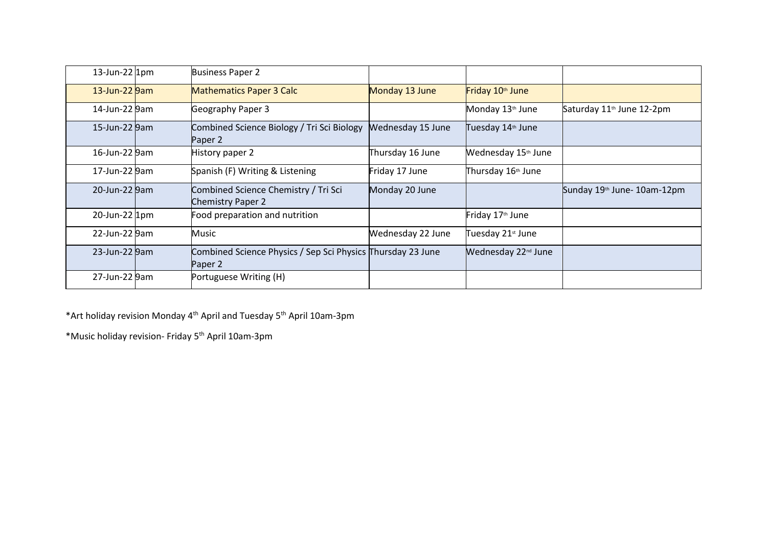| | | | | | |
|---|---|---|---|---|---|
| 13-Jun-22 | 1pm | Business Paper 2 | | | |
| 13-Jun-22 | 9am | Mathematics Paper 3 Calc | Monday 13 June | Friday 10th June | |
| 14-Jun-22 | 9am | Geography Paper 3 | | Monday 13th June | Saturday 11th June 12-2pm |
| 15-Jun-22 | 9am | Combined Science Biology / Tri Sci Biology Paper 2 | Wednesday 15 June | Tuesday 14th June | |
| 16-Jun-22 | 9am | History paper 2 | Thursday 16 June | Wednesday 15th June | |
| 17-Jun-22 | 9am | Spanish (F) Writing & Listening | Friday 17 June | Thursday 16th June | |
| 20-Jun-22 | 9am | Combined Science Chemistry / Tri Sci Chemistry Paper 2 | Monday 20 June | | Sunday 19th June- 10am-12pm |
| 20-Jun-22 | 1pm | Food preparation and nutrition | | Friday 17th June | |
| 22-Jun-22 | 9am | Music | Wednesday 22 June | Tuesday 21st June | |
| 23-Jun-22 | 9am | Combined Science Physics / Sep Sci Physics Paper 2 | Thursday 23 June | Wednesday 22nd June | |
| 27-Jun-22 | 9am | Portuguese Writing (H) | | | |

*Art holiday revision Monday 4th April and Tuesday 5th April 10am-3pm

*Music holiday revision- Friday 5th April 10am-3pm